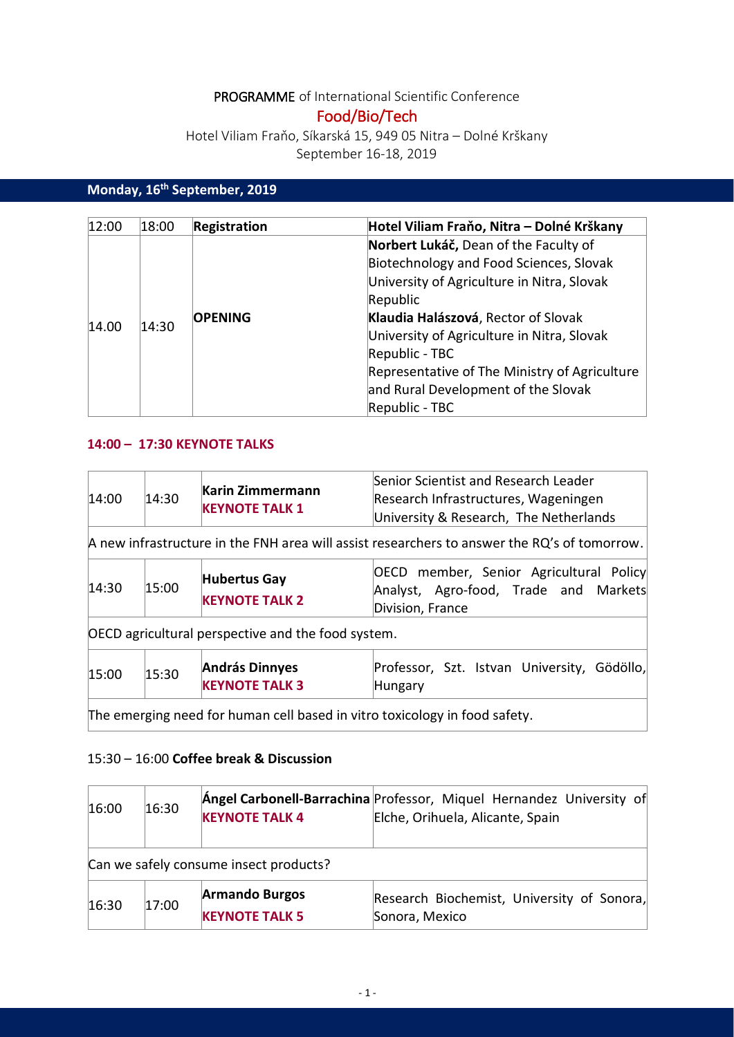PROGRAMME of International Scientific Conference

# Food/Bio/Tech

Hotel Viliam Fraňo, Síkarská 15, 949 05 Nitra – Dolné Krškany
September 16-18, 2019

## Monday, 16th September, 2019

| | | | |
|---|---|---|---|
| 12:00 | 18:00 | **Registration** | **Hotel Viliam Fraňo, Nitra – Dolné Krškany** |
| 14.00 | 14:30 | **OPENING** | **Norbert Lukáč,** Dean of the Faculty of Biotechnology and Food Sciences, Slovak University of Agriculture in Nitra, Slovak Republic<br>**Klaudia Halászová**, Rector of Slovak University of Agriculture in Nitra, Slovak Republic - TBC<br>Representative of The Ministry of Agriculture and Rural Development of the Slovak Republic - TBC |

### 14:00 – 17:30 KEYNOTE TALKS

| | | | |
|---|---|---|---|
| 14:00 | 14:30 | **Karin Zimmermann**<br>**KEYNOTE TALK 1** | Senior Scientist and Research Leader Research Infrastructures, Wageningen University & Research, The Netherlands |
| A new infrastructure in the FNH area will assist researchers to answer the RQ's of tomorrow. | | | |
| 14:30 | 15:00 | **Hubertus Gay**<br>**KEYNOTE TALK 2** | OECD member, Senior Agricultural Policy Analyst, Agro-food, Trade and Markets Division, France |
| OECD agricultural perspective and the food system. | | | |
| 15:00 | 15:30 | **András Dinnyes**<br>**KEYNOTE TALK 3** | Professor, Szt. Istvan University, Gödöllo, Hungary |
| The emerging need for human cell based in vitro toxicology in food safety. | | | |

15:30 – 16:00 **Coffee break & Discussion**

| | | | |
|---|---|---|---|
| 16:00 | 16:30 | **Ángel Carbonell-Barrachina**<br>**KEYNOTE TALK 4** | Professor, Miquel Hernandez University of Elche, Orihuela, Alicante, Spain |
| Can we safely consume insect products? | | | |
| 16:30 | 17:00 | **Armando Burgos**<br>**KEYNOTE TALK 5** | Research Biochemist, University of Sonora, Sonora, Mexico |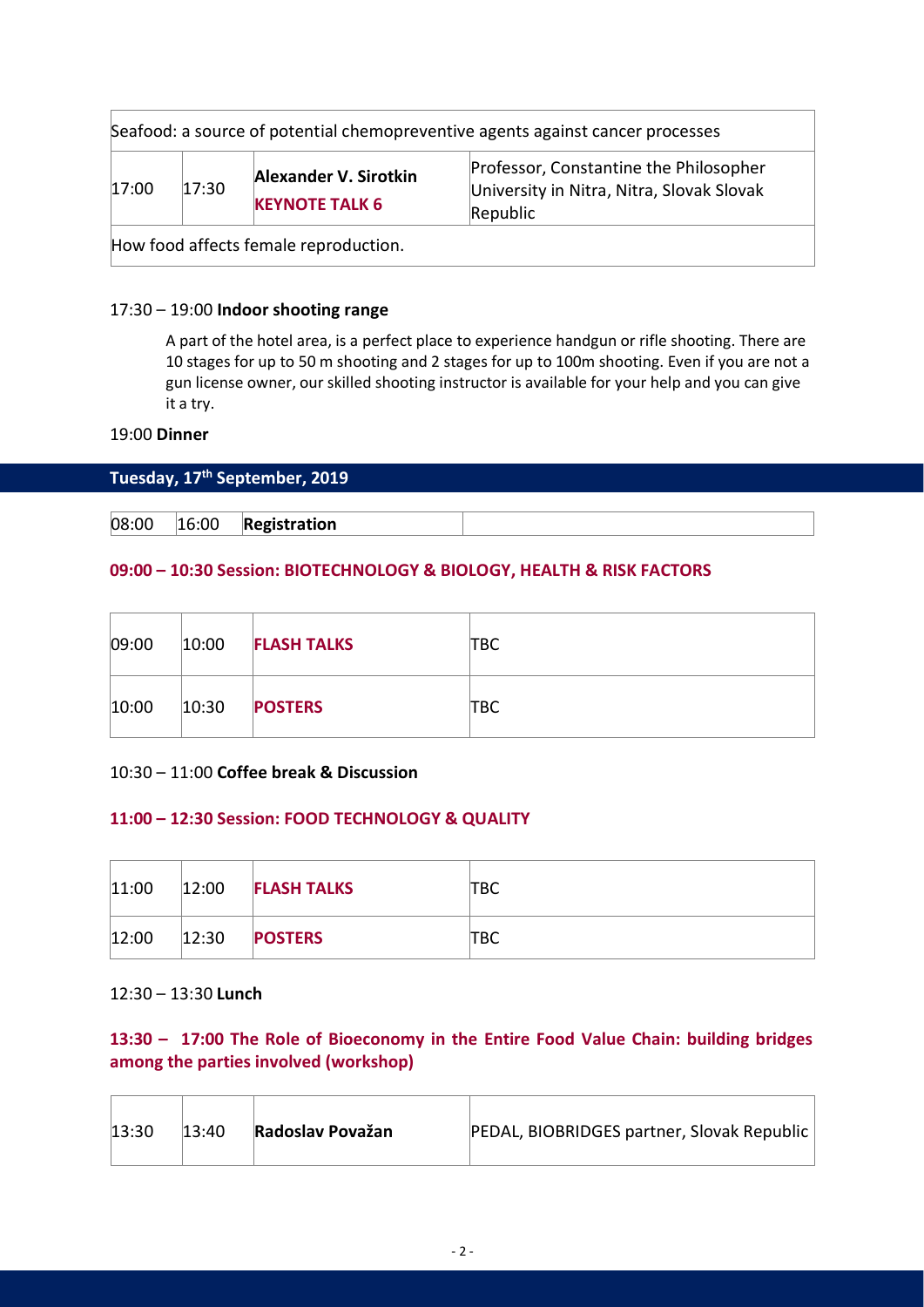| | | | |
|---|---|---|---|
| Seafood: a source of potential chemopreventive agents against cancer processes | | | |
| 17:00 | 17:30 | **Alexander V. Sirotkin** **KEYNOTE TALK 6** | Professor, Constantine the Philosopher University in Nitra, Nitra, Slovak Slovak Republic |
| How food affects female reproduction. | | | |

17:30 – 19:00 **Indoor shooting range**

A part of the hotel area, is a perfect place to experience handgun or rifle shooting. There are 10 stages for up to 50 m shooting and 2 stages for up to 100m shooting. Even if you are not a gun license owner, our skilled shooting instructor is available for your help and you can give it a try.

19:00 **Dinner**

## Tuesday, 17th September, 2019

| | | | |
|---|---|---|---|
| 08:00 | 16:00 | **Registration** | |

### 09:00 – 10:30 Session: BIOTECHNOLOGY & BIOLOGY, HEALTH & RISK FACTORS

| | | | |
|---|---|---|---|
| 09:00 | 10:00 | **FLASH TALKS** | TBC |
| 10:00 | 10:30 | **POSTERS** | TBC |

10:30 – 11:00 **Coffee break & Discussion**

### 11:00 – 12:30 Session: FOOD TECHNOLOGY & QUALITY

| | | | |
|---|---|---|---|
| 11:00 | 12:00 | **FLASH TALKS** | TBC |
| 12:00 | 12:30 | **POSTERS** | TBC |

12:30 – 13:30 **Lunch**

### 13:30 – 17:00 The Role of Bioeconomy in the Entire Food Value Chain: building bridges among the parties involved (workshop)

| | | | |
|---|---|---|---|
| 13:30 | 13:40 | **Radoslav Považan** | PEDAL, BIOBRIDGES partner, Slovak Republic |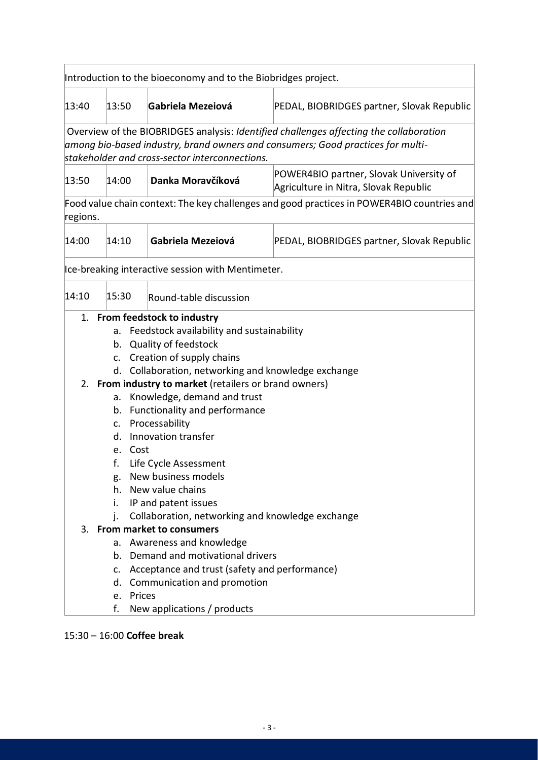| | | | |
|---|---|---|---|
| Introduction to the bioeconomy and to the Biobridges project. | | | |
| 13:40 | 13:50 | **Gabriela Mezeiová** | PEDAL, BIOBRIDGES partner, Slovak Republic |
| Overview of the BIOBRIDGES analysis: *Identified challenges affecting the collaboration among bio-based industry, brand owners and consumers; Good practices for multi-stakeholder and cross-sector interconnections.* | | | |
| 13:50 | 14:00 | **Danka Moravčíková** | POWER4BIO partner, Slovak University of Agriculture in Nitra, Slovak Republic |
| Food value chain context: The key challenges and good practices in POWER4BIO countries and regions. | | | |
| 14:00 | 14:10 | **Gabriela Mezeiová** | PEDAL, BIOBRIDGES partner, Slovak Republic |
| Ice-breaking interactive session with Mentimeter. | | | |
| 14:10 | 15:30 | Round-table discussion | |

1. **From feedstock to industry**
   a. Feedstock availability and sustainability
   b. Quality of feedstock
   c. Creation of supply chains
   d. Collaboration, networking and knowledge exchange
2. **From industry to market** (retailers or brand owners)
   a. Knowledge, demand and trust
   b. Functionality and performance
   c. Processability
   d. Innovation transfer
   e. Cost
   f. Life Cycle Assessment
   g. New business models
   h. New value chains
   i. IP and patent issues
   j. Collaboration, networking and knowledge exchange
3. **From market to consumers**
   a. Awareness and knowledge
   b. Demand and motivational drivers
   c. Acceptance and trust (safety and performance)
   d. Communication and promotion
   e. Prices
   f. New applications / products

15:30 – 16:00 **Coffee break**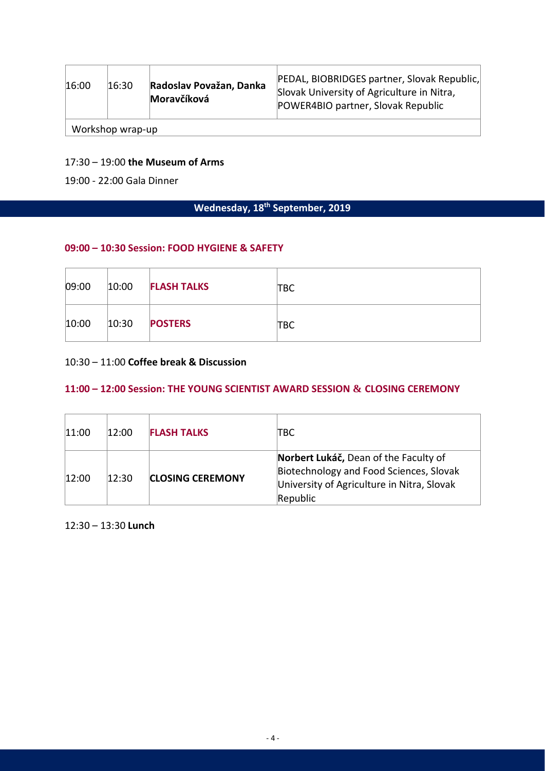| | | | |
|---|---|---|---|
| 16:00 | 16:30 | **Radoslav Považan, Danka Moravčíková** | PEDAL, BIOBRIDGES partner, Slovak Republic, Slovak University of Agriculture in Nitra, POWER4BIO partner, Slovak Republic |
| Workshop wrap-up | | | |

17:30 – 19:00 **the Museum of Arms**

19:00 - 22:00 Gala Dinner

## Wednesday, 18th September, 2019

### 09:00 – 10:30 Session: FOOD HYGIENE & SAFETY

| | | | |
|---|---|---|---|
| 09:00 | 10:00 | **FLASH TALKS** | TBC |
| 10:00 | 10:30 | **POSTERS** | TBC |

10:30 – 11:00 **Coffee break & Discussion**

### 11:00 – 12:00 Session: THE YOUNG SCIENTIST AWARD SESSION & CLOSING CEREMONY

| | | | |
|---|---|---|---|
| 11:00 | 12:00 | **FLASH TALKS** | TBC |
| 12:00 | 12:30 | **CLOSING CEREMONY** | **Norbert Lukáč,** Dean of the Faculty of Biotechnology and Food Sciences, Slovak University of Agriculture in Nitra, Slovak Republic |

12:30 – 13:30 **Lunch**